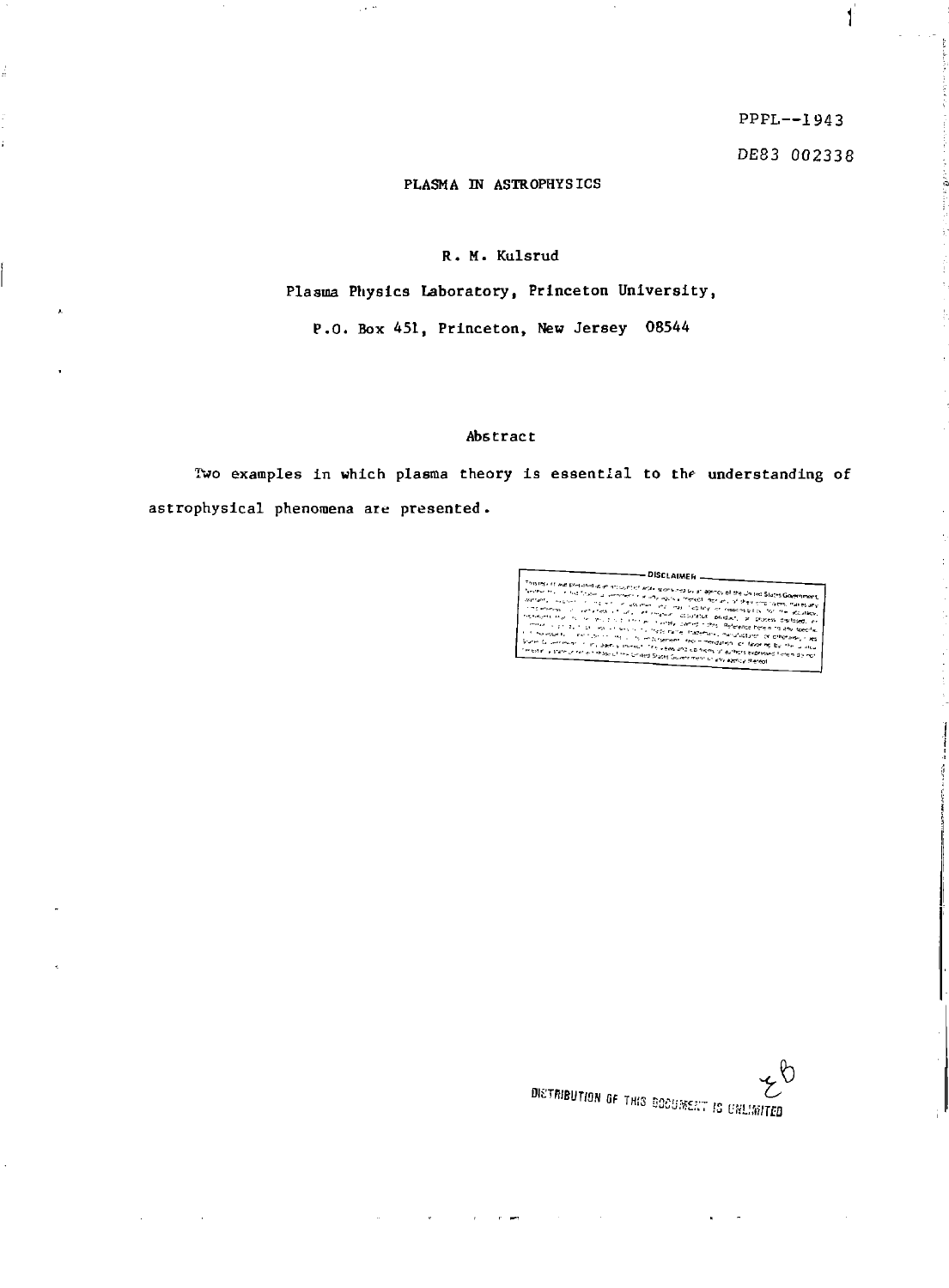PPPL--1943

DE83 002338

# PLASMA IN ASTROPHYSICS

R. M. Kulsrud

Plasma Physics Laboratory, Princeton University,

P.O. Box 451, Princeton, New Jersey 08544

## Abstract

Two examples in which plasma theory is essential to the understanding of astrophysical phenomena are presented.

DISTRIBUTION OF THIS DOCUMENT IS UNLIMITED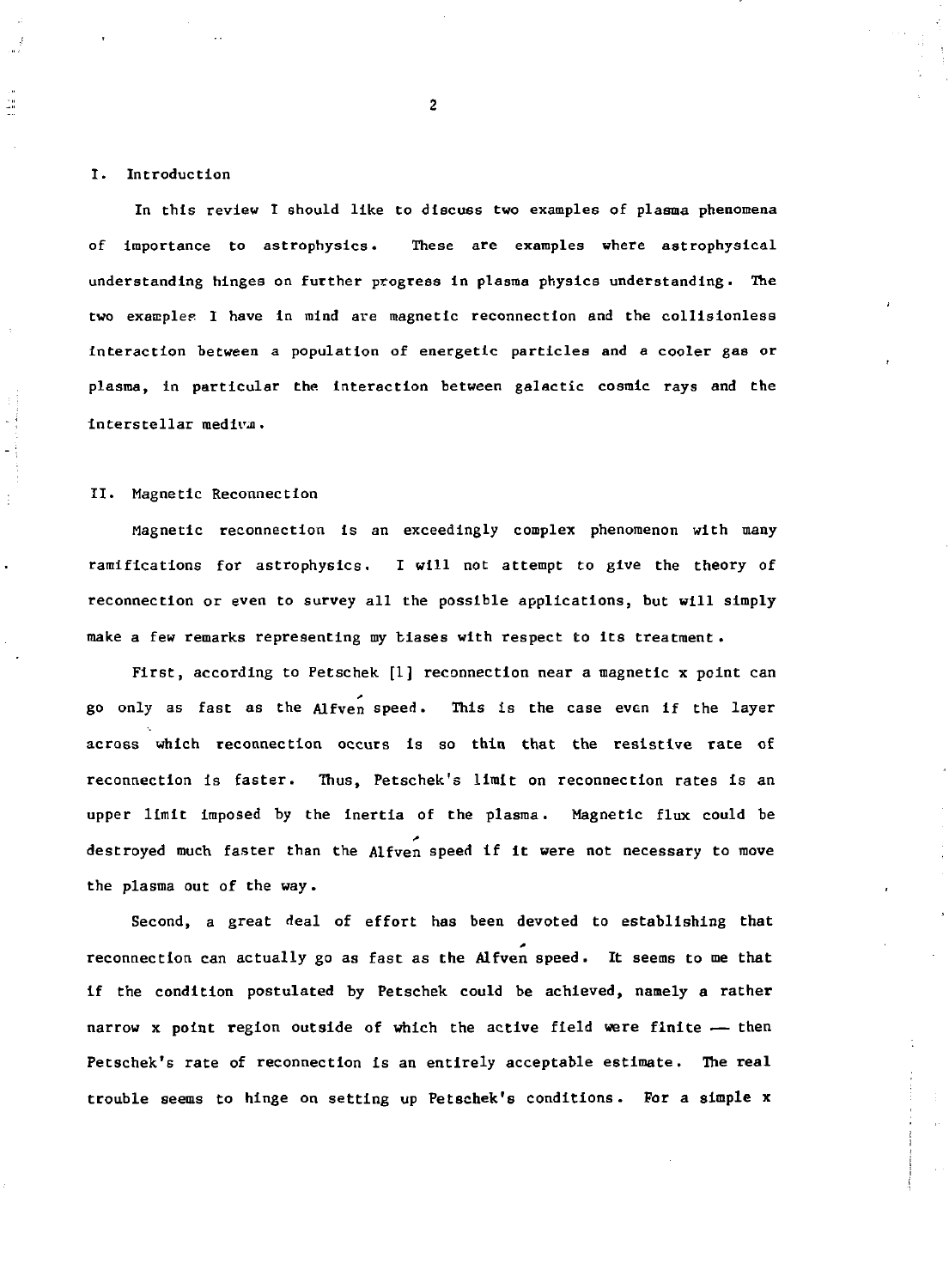## I. Introduction

In this review I should like to discuss two examples of plasma phenomena of importance to astrophysics. These are examples where astrophysical understanding hinges on further progress in plasma physics understanding. The two examples I have in mind are magnetic reconnection and the collisionless interaction between a population of energetic particles and a cooler gas or plasma, in particular the interaction between galactic cosmic rays and the interstellar medium.

## II. Magnetic Reconnection

Magnetic reconnection is an exceedingly complex phenomenon with many ramifications for astrophysics. I will not attempt to give the theory of reconnection or even to survey all the possible applications, but will simply make a few remarks representing my biases with respect to its treatment.

First, according to Petschek [1] reconnection near a magnetic x point can go only as fast as the Alfvén speed. This is the case even if the layer across which reconnection occurs is so thin that the resistive rate of reconnection is faster. Thus, Petschek's limit on reconnection rates is an upper limit imposed by the inertia of the plasma. Magnetic flux could be destroyed much faster than the Alfvén speed if it were not necessary to move the plasma out of the way.

Second, a great deal of effort has been devoted to establishing that reconnection can actually go as fast as the Alfvén speed. It seems to me that if the condition postulated by Petschek could be achieved, namely a rather narrow x point region outside of which the active field were finite — then Petschek's rate of reconnection is an entirely acceptable estimate. The real trouble seems to hinge on setting up Petschek's conditions. For a simple x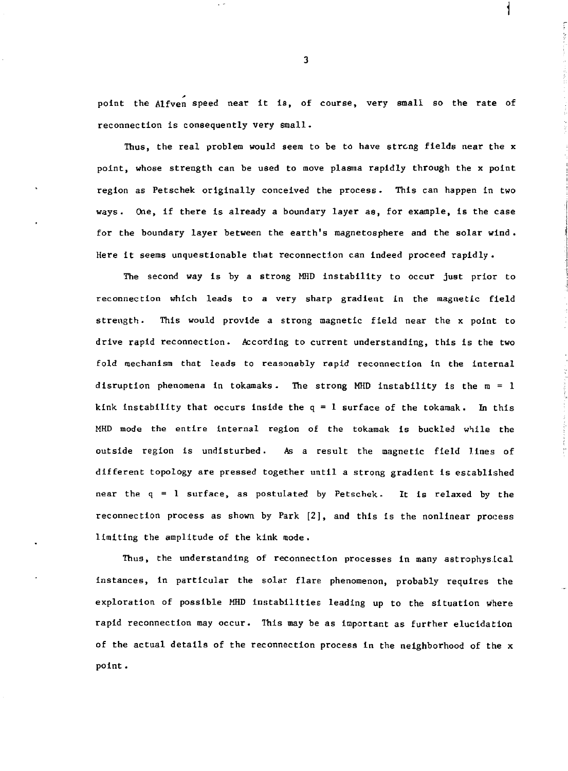point the Alfvén speed near it is, of course, very small so the rate of reconnection is consequently very small.

Thus, the real problem would seem to be to have strong fields near the x point, whose strength can be used to move plasma rapidly through the x point region as Petschek originally conceived the process. This can happen in two ways. One, if there is already a boundary layer as, for example, is the case for the boundary layer between the earth's magnetosphere and the solar wind. Here it seems unquestionable that reconnection can indeed proceed rapidly.

The second way is by a strong MHD instability to occur just prior to reconnection which leads to a very sharp gradient in the magnetic field strength. This would provide a strong magnetic field near the x point to drive rapid reconnection. According to current understanding, this is the two fold mechanism that leads to reasonably rapid reconnection in the internal disruption phenomena in tokamaks. The strong MHD instability is the $m = 1$ kink instability that occurs inside the $q = 1$ surface of the tokamak. In this MHD mode the entire internal region of the tokamak is buckled while the outside region is undisturbed. As a result the magnetic field lines of different topology are pressed together until a strong gradient is established near the $q = 1$ surface, as postulated by Petschek. It is relaxed by the reconnection process as shown by Park [2], and this is the nonlinear process limiting the amplitude of the kink mode.

Thus, the understanding of reconnection processes in many astrophysical instances, in particular the solar flare phenomenon, probably requires the exploration of possible MHD instabilities leading up to the situation where rapid reconnection may occur. This may be as important as further elucidation of the actual details of the reconnection process in the neighborhood of the x point.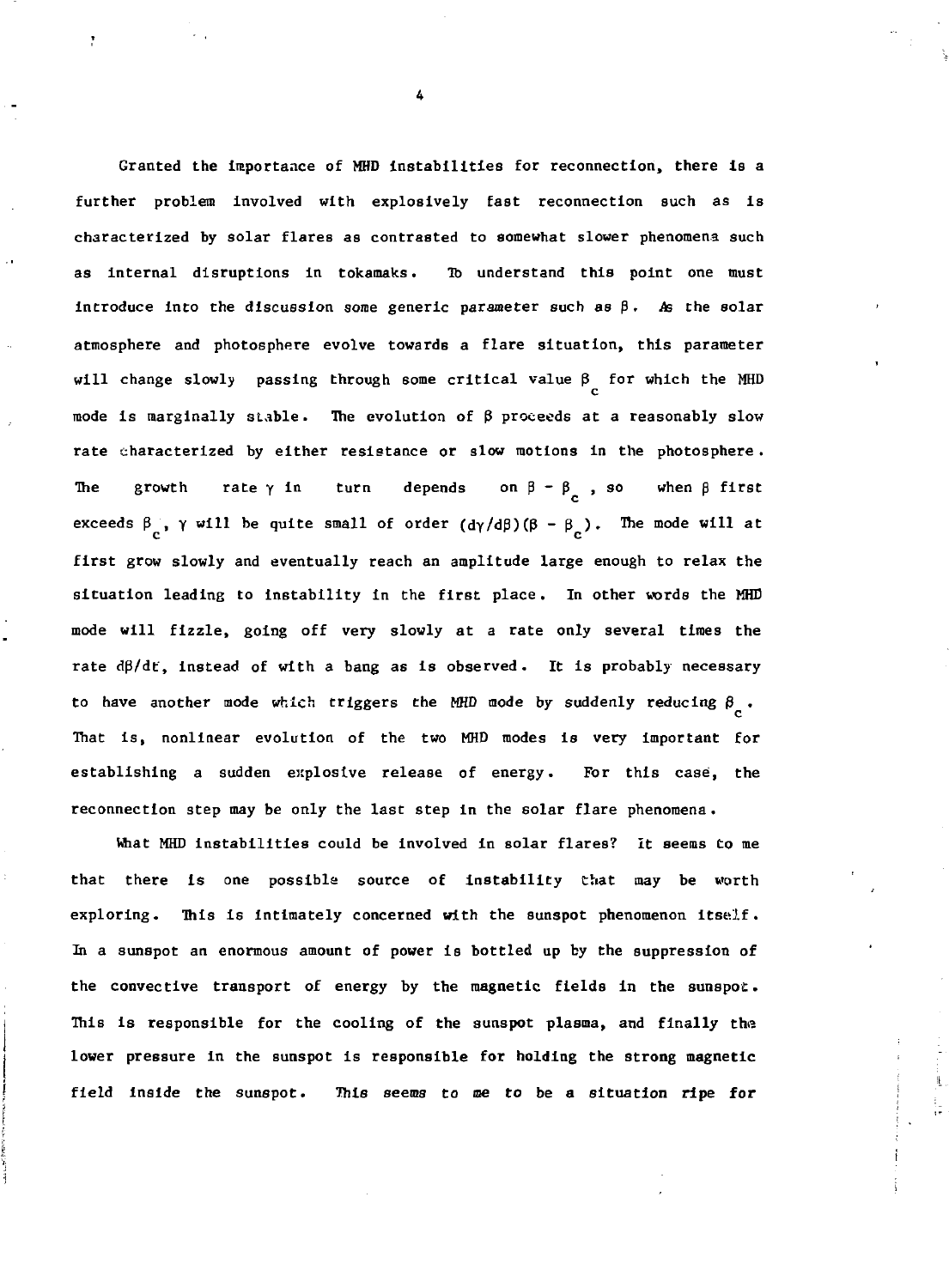Granted the importance of MHD instabilities for reconnection, there is a further problem involved with explosively fast reconnection such as is characterized by solar flares as contrasted to somewhat slower phenomena such as internal disruptions in tokamaks. To understand this point one must introduce into the discussion some generic parameter such as $\beta$. As the solar atmosphere and photosphere evolve towards a flare situation, this parameter will change slowly passing through some critical value $\beta_c$ for which the MHD mode is marginally stable. The evolution of $\beta$ proceeds at a reasonably slow rate characterized by either resistance or slow motions in the photosphere. The growth rate $\gamma$ in turn depends on $\beta - \beta_c$, so when $\beta$ first exceeds $\beta_c$, $\gamma$ will be quite small of order $(d\gamma/d\beta)(\beta - \beta_c)$. The mode will at first grow slowly and eventually reach an amplitude large enough to relax the situation leading to instability in the first place. In other words the MHD mode will fizzle, going off very slowly at a rate only several times the rate $d\beta/dt$, instead of with a bang as is observed. It is probably necessary to have another mode which triggers the MHD mode by suddenly reducing $\beta_c$. That is, nonlinear evolution of the two MHD modes is very important for establishing a sudden explosive release of energy. For this case, the reconnection step may be only the last step in the solar flare phenomena.

What MHD instabilities could be involved in solar flares? It seems to me that there is one possible source of instability that may be worth exploring. This is intimately concerned with the sunspot phenomenon itself. In a sunspot an enormous amount of power is bottled up by the suppression of the convective transport of energy by the magnetic fields in the sunspot. This is responsible for the cooling of the sunspot plasma, and finally the lower pressure in the sunspot is responsible for holding the strong magnetic field inside the sunspot. This seems to me to be a situation ripe for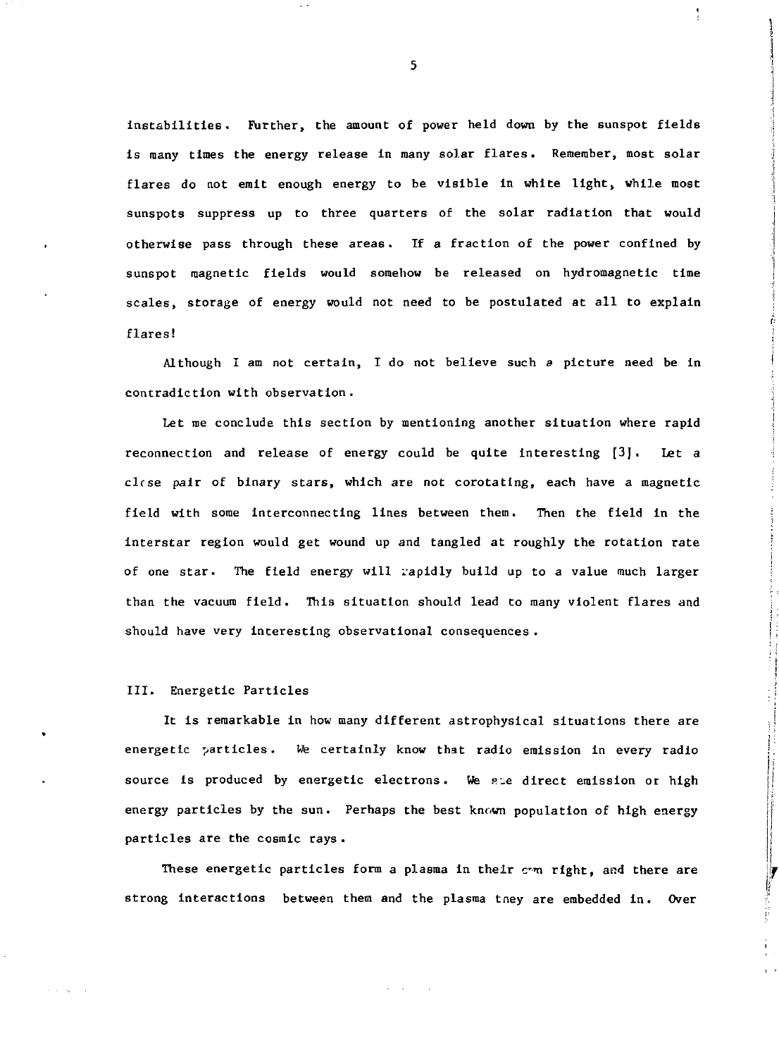instabilities. Further, the amount of power held down by the sunspot fields is many times the energy release in many solar flares. Remember, most solar flares do not emit enough energy to be visible in white light, while most sunspots suppress up to three quarters of the solar radiation that would otherwise pass through these areas. If a fraction of the power confined by sunspot magnetic fields would somehow be released on hydromagnetic time scales, storage of energy would not need to be postulated at all to explain flares!

Although I am not certain, I do not believe such a picture need be in contradiction with observation.

Let me conclude this section by mentioning another situation where rapid reconnection and release of energy could be quite interesting [3]. Let a close pair of binary stars, which are not corotating, each have a magnetic field with some interconnecting lines between them. Then the field in the interstar region would get wound up and tangled at roughly the rotation rate of one star. The field energy will rapidly build up to a value much larger than the vacuum field. This situation should lead to many violent flares and should have very interesting observational consequences.

## III. Energetic Particles

It is remarkable in how many different astrophysical situations there are energetic particles. We certainly know that radio emission in every radio source is produced by energetic electrons. We see direct emission or high energy particles by the sun. Perhaps the best known population of high energy particles are the cosmic rays.

These energetic particles form a plasma in their own right, and there are strong interactions between them and the plasma they are embedded in. Over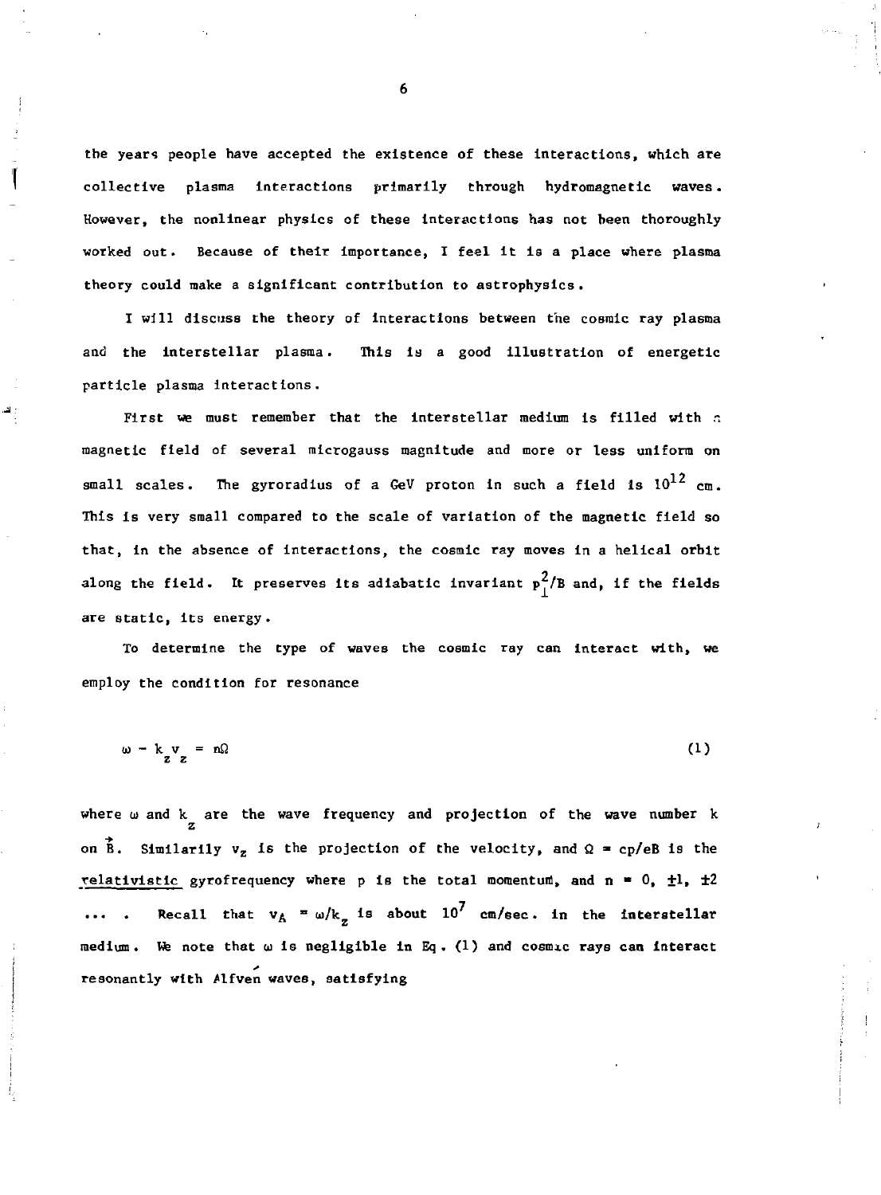the years people have accepted the existence of these interactions, which are collective plasma interactions primarily through hydromagnetic waves. However, the nonlinear physics of these interactions has not been thoroughly worked out. Because of their importance, I feel it is a place where plasma theory could make a significant contribution to astrophysics.

I will discuss the theory of interactions between the cosmic ray plasma and the interstellar plasma. This is a good illustration of energetic particle plasma interactions.

First we must remember that the interstellar medium is filled with a magnetic field of several microgauss magnitude and more or less uniform on small scales. The gyroradius of a GeV proton in such a field is $10^{12}$ cm. This is very small compared to the scale of variation of the magnetic field so that, in the absence of interactions, the cosmic ray moves in a helical orbit along the field. It preserves its adiabatic invariant $p_{\perp}^2/B$ and, if the fields are static, its energy.

To determine the type of waves the cosmic ray can interact with, we employ the condition for resonance

$$\omega - k_z v_z = n\Omega \tag{1}$$

where $\omega$ and $k_z$ are the wave frequency and projection of the wave number k on $\vec{B}$. Similarily $v_z$ is the projection of the velocity, and $\Omega = cp/eB$ is the relativistic gyrofrequency where p is the total momentum, and $n = 0, \pm 1, \pm 2 \ldots$ . Recall that $v_A = \omega/k_z$ is about $10^7$ cm/sec. in the interstellar medium. We note that $\omega$ is negligible in Eq. (1) and cosmic rays can interact resonantly with Alfvén waves, satisfying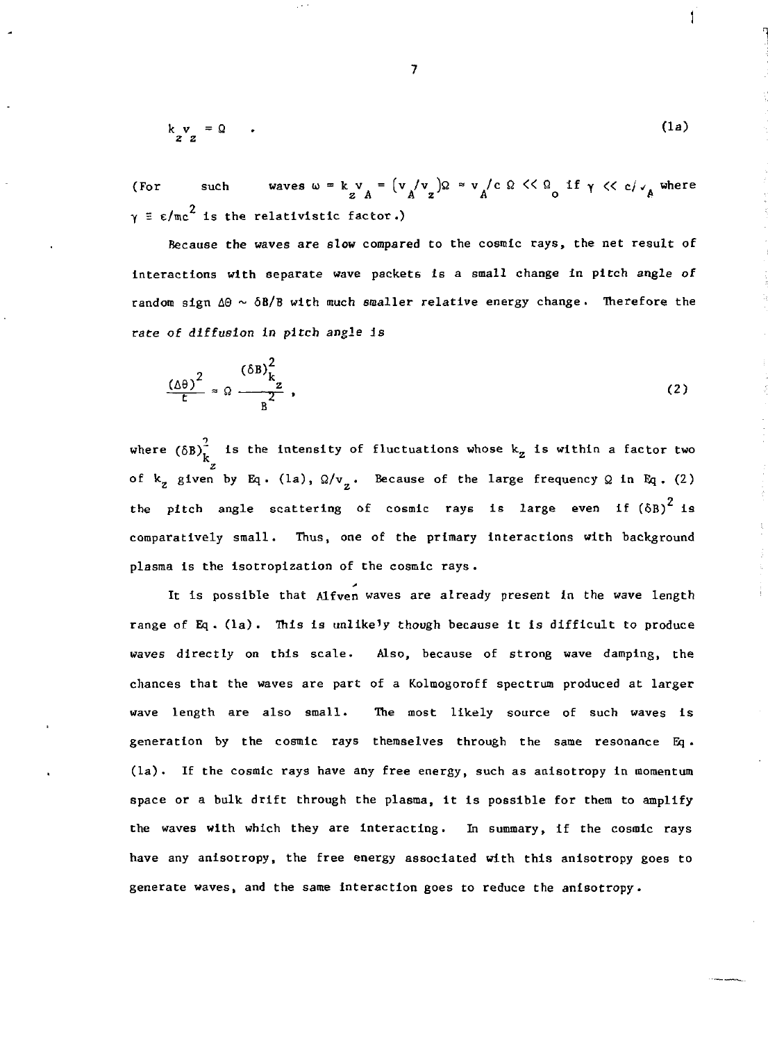$$k_z v_z = \Omega \quad . \tag{1a}$$

(For such waves $\omega = k_z v_A = (v_A/v_z)\Omega \approx v_A/c\ \Omega << \Omega_o$ if $\gamma << c/v_A$ where $\gamma \equiv \varepsilon/mc^2$ is the relativistic factor.)

Because the waves are slow compared to the cosmic rays, the net result of interactions with separate wave packets is a small change in pitch angle of random sign $\Delta\Theta \sim \delta B/B$ with much smaller relative energy change. Therefore the *rate of diffusion in pitch angle* is

$$\frac{(\Delta\theta)^2}{t} \approx \Omega \frac{(\delta B)^2_{k_z}}{B^2} , \tag{2}$$

where $(\delta B)^2_{k_z}$ is the intensity of fluctuations whose $k_z$ is within a factor two of $k_z$ given by Eq. (1a), $\Omega/v_z$. Because of the large frequency $\Omega$ in Eq. (2) the pitch angle scattering of cosmic rays is large even if $(\delta B)^2$ is comparatively small. Thus, one of the primary interactions with background plasma is the isotropization of the cosmic rays.

It is possible that Alfvén waves are already present in the wave length range of Eq. (1a). This is unlikely though because it is difficult to produce waves directly on this scale. Also, because of strong wave damping, the chances that the waves are part of a Kolmogoroff spectrum produced at larger wave length are also small. The most likely source of such waves is generation by the cosmic rays themselves through the same resonance Eq. (1a). If the cosmic rays have any free energy, such as anisotropy in momentum space or a bulk drift through the plasma, it is possible for them to amplify the waves with which they are interacting. In summary, if the cosmic rays have any anisotropy, the free energy associated with this anisotropy goes to generate waves, and the same interaction goes to reduce the anisotropy.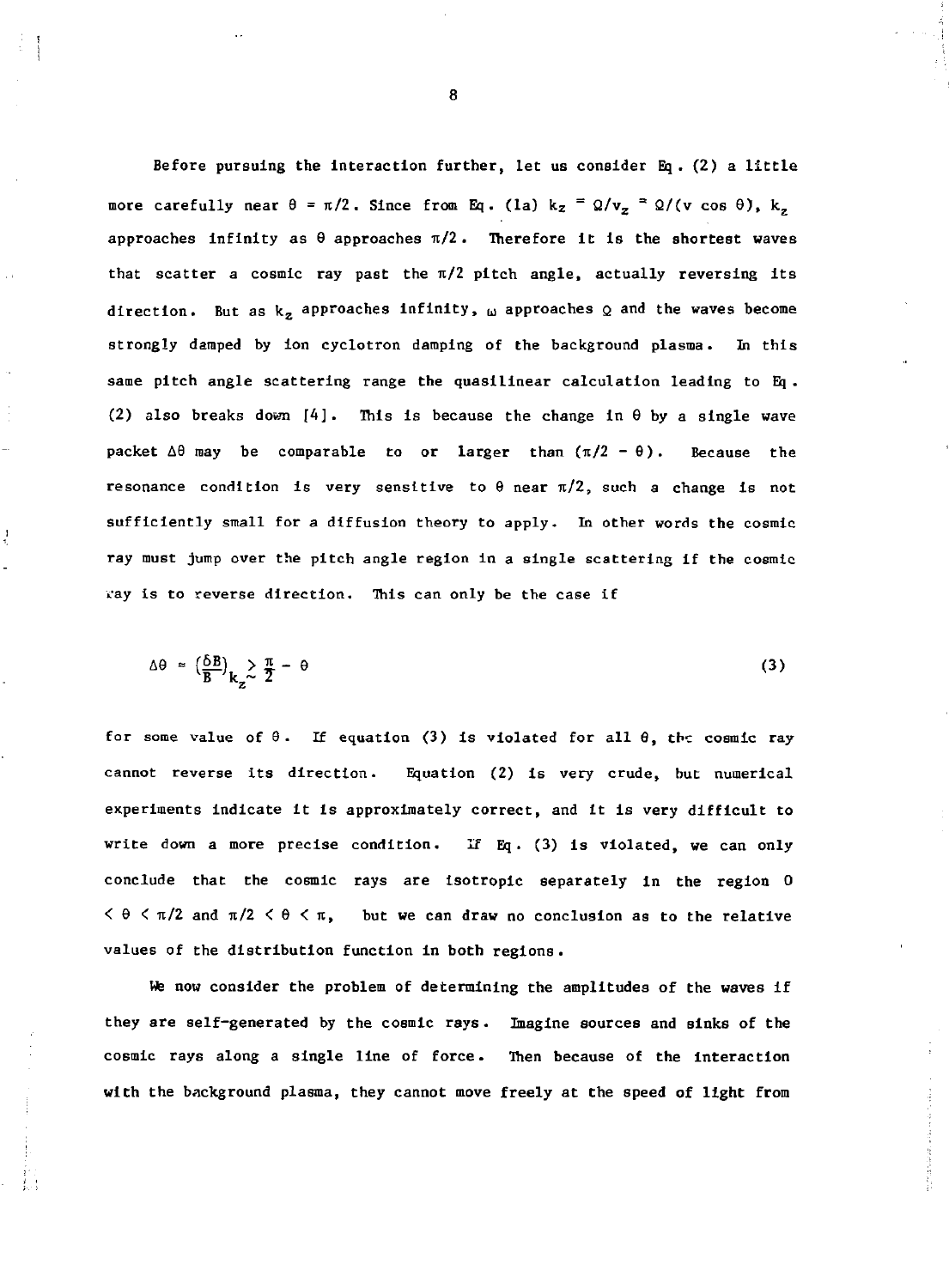Before pursuing the interaction further, let us consider Eq. (2) a little more carefully near $\theta = \pi/2$. Since from Eq. (1a) $k_z = \Omega/v_z = \Omega/(v \cos \theta)$, $k_z$ approaches infinity as $\theta$ approaches $\pi/2$. Therefore it is the shortest waves that scatter a cosmic ray past the $\pi/2$ pitch angle, actually reversing its direction. But as $k_z$ approaches infinity, $\omega$ approaches $\Omega$ and the waves become strongly damped by ion cyclotron damping of the background plasma. In this same pitch angle scattering range the quasilinear calculation leading to Eq. (2) also breaks down [4]. This is because the change in $\theta$ by a single wave packet $\Delta\theta$ may be comparable to or larger than $(\pi/2 - \theta)$. Because the resonance condition is very sensitive to $\theta$ near $\pi/2$, such a change is not sufficiently small for a diffusion theory to apply. In other words the cosmic ray must jump over the pitch angle region in a single scattering if the cosmic ray is to reverse direction. This can only be the case if

$$\Delta\theta \approx \left(\frac{\delta B}{B}\right)_{k_z} \gtrsim \frac{\pi}{2} - \theta \tag{3}$$

for some value of $\theta$. If equation (3) is violated for all $\theta$, the cosmic ray cannot reverse its direction. Equation (2) is very crude, but numerical experiments indicate it is approximately correct, and it is very difficult to write down a more precise condition. If Eq. (3) is violated, we can only conclude that the cosmic rays are isotropic separately in the region $0 < \theta < \pi/2$ and $\pi/2 < \theta < \pi$, but we can draw no conclusion as to the relative values of the distribution function in both regions.

We now consider the problem of determining the amplitudes of the waves if they are self-generated by the cosmic rays. Imagine sources and sinks of the cosmic rays along a single line of force. Then because of the interaction with the background plasma, they cannot move freely at the speed of light from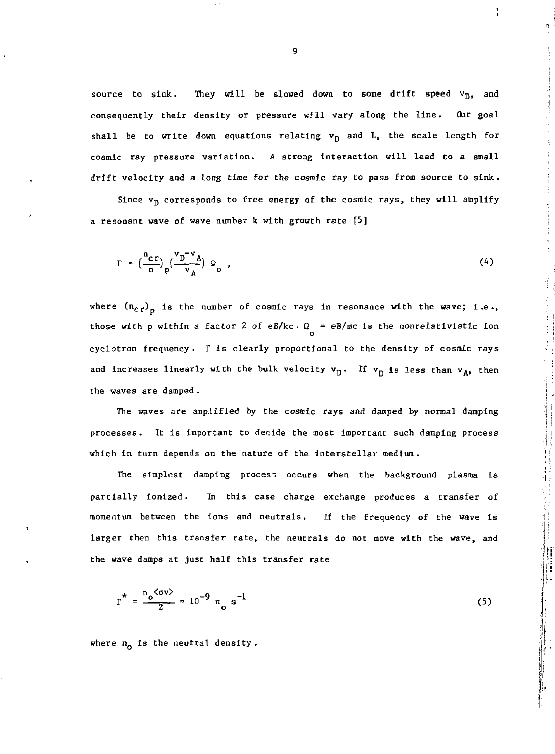source to sink. They will be slowed down to some drift speed $v_D$, and consequently their density or pressure will vary along the line. Our goal shall be to write down equations relating $v_D$ and L, the scale length for cosmic ray pressure variation. A strong interaction will lead to a small drift velocity and a long time for the cosmic ray to pass from source to sink.

Since $v_D$ corresponds to free energy of the cosmic rays, they will amplify a resonant wave of wave number k with growth rate [5]

$$\Gamma \approx \left(\frac{n_{cr}}{n}\right)_p \left(\frac{v_D - v_A}{v_A}\right) \Omega_o \,, \tag{4}$$

where $(n_{cr})_p$ is the number of cosmic rays in resonance with the wave; i.e., those with p within a factor 2 of $eB/kc$. $\Omega_o = eB/mc$ is the nonrelativistic ion cyclotron frequency. $\Gamma$ is clearly proportional to the density of cosmic rays and increases linearly with the bulk velocity $v_D$. If $v_D$ is less than $v_A$, then the waves are damped.

The waves are amplified by the cosmic rays and damped by normal damping processes. It is important to decide the most important such damping process which in turn depends on the nature of the interstellar medium.

The simplest damping process occurs when the background plasma is partially ionized. In this case charge exchange produces a transfer of momentum between the ions and neutrals. If the frequency of the wave is larger then this transfer rate, the neutrals do not move with the wave, and the wave damps at just half this transfer rate

$$\Gamma^* = \frac{n_o \langle \sigma v \rangle}{2} \approx 10^{-9} \, n_o \; s^{-1} \tag{5}$$

where $n_o$ is the neutral density.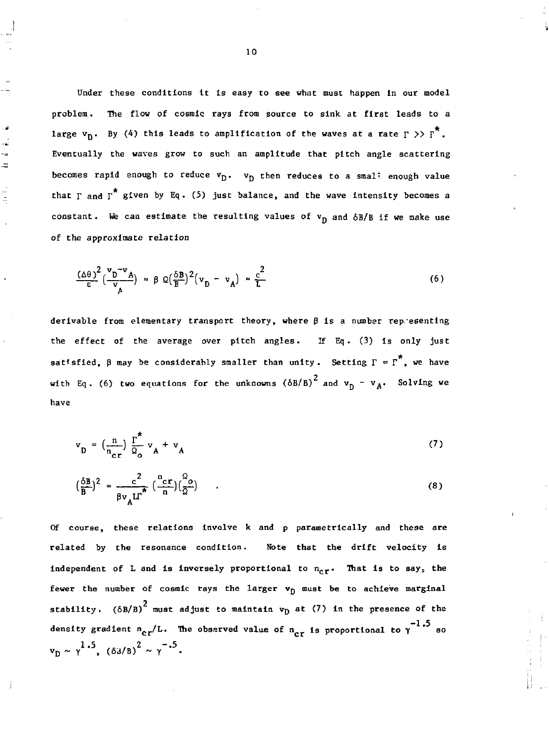Under these conditions it is easy to see what must happen in our model problem. The flow of cosmic rays from source to sink at first leads to a large $v_D$. By (4) this leads to amplification of the waves at a rate $\Gamma >> \Gamma^*$. Eventually the waves grow to such an amplitude that pitch angle scattering becomes rapid enough to reduce $v_D$. $v_D$ then reduces to a small enough value that $\Gamma$ and $\Gamma^*$ given by Eq. (5) just balance, and the wave intensity becomes a constant. We can estimate the resulting values of $v_D$ and $\delta B/B$ if we make use of the approximate relation

$$\frac{(\Delta\theta)^2}{\epsilon}\left(\frac{v_D - v_A}{v_A}\right) \approx \beta\, \Omega\left(\frac{\delta B}{B}\right)^2 (v_D - v_A) \approx \frac{c^2}{L} \tag{6}$$

derivable from elementary transport theory, where $\beta$ is a number representing the effect of the average over pitch angles. If Eq. (3) is only just satisfied, $\beta$ may be considerably smaller than unity. Setting $\Gamma = \Gamma^*$, we have with Eq. (6) two equations for the unknowns $(\delta B/B)^2$ and $v_D - v_A$. Solving we have

$$v_D = \left(\frac{n}{n_{cr}}\right)\frac{\Gamma^*}{\Omega_o} v_A + v_A \tag{7}$$

$$\left(\frac{\delta B}{B}\right)^2 = \frac{c^2}{\beta v_A L \Gamma^*}\left(\frac{n_{cr}}{n}\right)\left(\frac{\Omega_o}{\Omega}\right) \quad . \tag{8}$$

Of course, these relations involve k and p parametrically and these are related by the resonance condition. Note that the drift velocity is independent of L and is inversely proportional to $n_{cr}$. That is to say, the fewer the number of cosmic rays the larger $v_D$ must be to achieve marginal stability. $(\delta B/B)^2$ must adjust to maintain $v_D$ at (7) in the presence of the density gradient $n_{cr}/L$. The observed value of $n_{cr}$ is proportional to $\gamma^{-1.5}$ so $v_D \sim \gamma^{1.5}$, $(\delta B/B)^2 \sim \gamma^{-.5}$.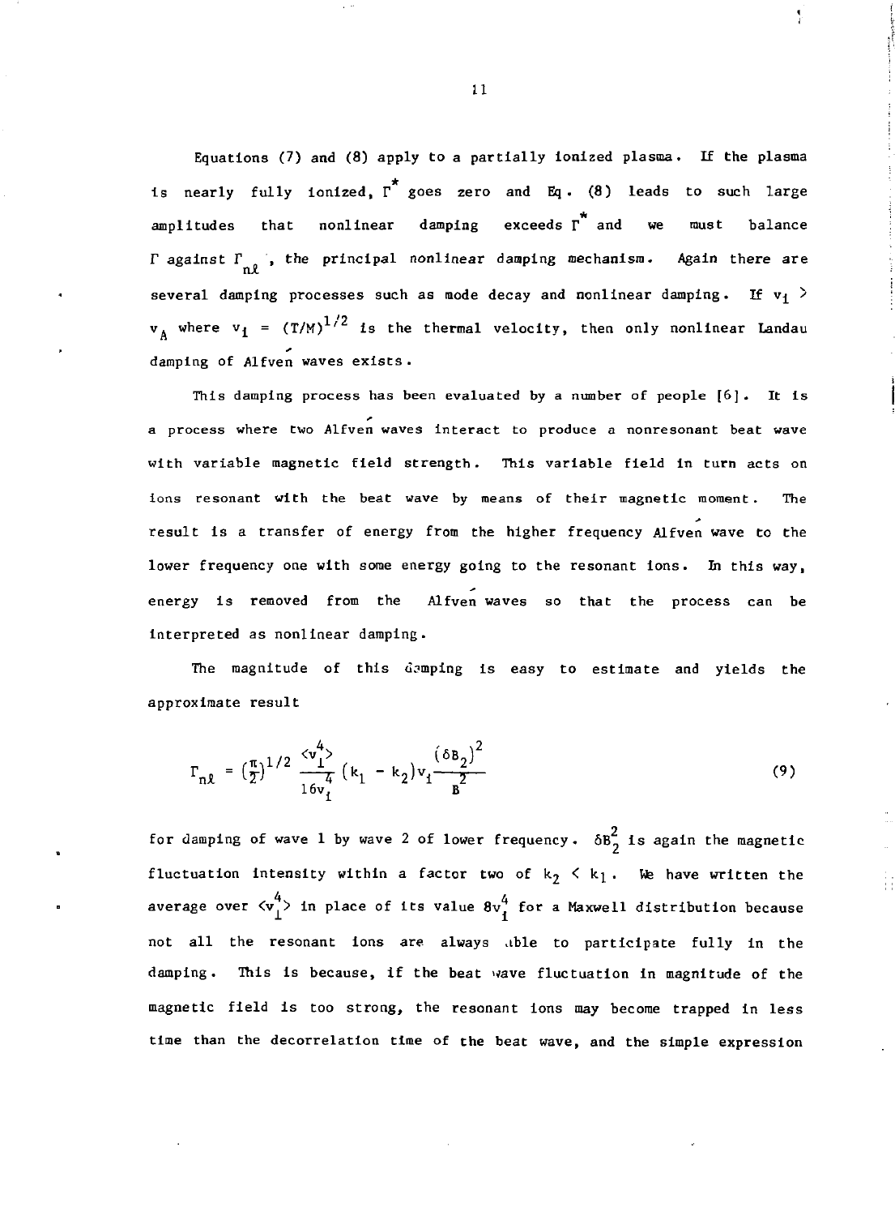Equations (7) and (8) apply to a partially ionized plasma. If the plasma is nearly fully ionized, $\Gamma^*$ goes zero and Eq. (8) leads to such large amplitudes that nonlinear damping exceeds $\Gamma^*$ and we must balance $\Gamma$ against $\Gamma_{n\ell}$, the principal nonlinear damping mechanism. Again there are several damping processes such as mode decay and nonlinear damping. If $v_i > v_A$ where $v_i = (T/M)^{1/2}$ is the thermal velocity, then only nonlinear Landau damping of Alfvén waves exists.

This damping process has been evaluated by a number of people [6]. It is a process where two Alfvén waves interact to produce a nonresonant beat wave with variable magnetic field strength. This variable field in turn acts on ions resonant with the beat wave by means of their magnetic moment. The result is a transfer of energy from the higher frequency Alfvén wave to the lower frequency one with some energy going to the resonant ions. In this way, energy is removed from the Alfvén waves so that the process can be interpreted as nonlinear damping.

The magnitude of this damping is easy to estimate and yields the approximate result

$$\Gamma_{n\ell} = \left(\frac{\pi}{2}\right)^{1/2} \frac{\langle v_\perp^4 \rangle}{16 v_i^4} (k_1 - k_2) v_i \frac{(\delta B_2)^2}{B^2} \tag{9}$$

for damping of wave 1 by wave 2 of lower frequency. $\delta B_2^2$ is again the magnetic fluctuation intensity within a factor two of $k_2 < k_1$. We have written the average over $\langle v_\perp^4 \rangle$ in place of its value $8v_i^4$ for a Maxwell distribution because not all the resonant ions are always able to participate fully in the damping. This is because, if the beat wave fluctuation in magnitude of the magnetic field is too strong, the resonant ions may become trapped in less time than the decorrelation time of the beat wave, and the simple expression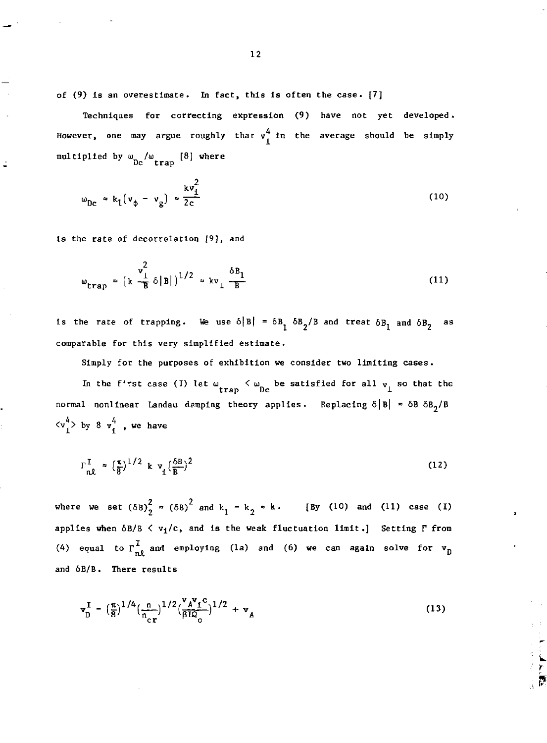of (9) is an overestimate. In fact, this is often the case. [7]

Techniques for correcting expression (9) have not yet developed. However, one may argue roughly that $v_\perp^4$ in the average should be simply multiplied by $\omega_{Dc}/\omega_{trap}$ [8] where

$$\omega_{Dc} \approx k_1(v_\phi - v_g) \approx \frac{kv_i^2}{2c} \tag{10}$$

is the rate of decorrelation [9], and

$$\omega_{trap} = \left(k \frac{v_\perp^2}{B} \delta|B|\right)^{1/2} \approx kv_\perp \frac{\delta B_1}{B} \tag{11}$$

is the rate of trapping. We use $\delta|B| = \delta B_1 \delta B_2/B$ and treat $\delta B_1$ and $\delta B_2$ as comparable for this very simplified estimate.

Simply for the purposes of exhibition we consider two limiting cases.

In the first case (I) let $\omega_{trap} < \omega_{Dc}$ be satisfied for all $v_\perp$ so that the normal nonlinear Landau damping theory applies. Replacing $\delta|B| \approx \delta B\, \delta B_2/B$ $\langle v_\perp^4 \rangle$ by $8\, v_i^4$, we have

$$\Gamma_{n\ell}^{I} \approx \left(\frac{\pi}{8}\right)^{1/2} k\, v_i \left(\frac{\delta B}{B}\right)^2 \tag{12}$$

where we set $(\delta B)_2^2 \approx (\delta B)^2$ and $k_1 - k_2 \approx k$. [By (10) and (11) case (I) applies when $\delta B/B < v_i/c$, and is the weak fluctuation limit.] Setting $\Gamma$ from (4) equal to $\Gamma_{n\ell}^{I}$ and employing (1a) and (6) we can again solve for $v_D$ and $\delta B/B$. There results

$$v_D^I = \left(\frac{\pi}{8}\right)^{1/4} \left(\frac{n}{n_{cr}}\right)^{1/2} \left(\frac{v_A v_i c}{\beta I \Omega_o}\right)^{1/2} + v_A \tag{13}$$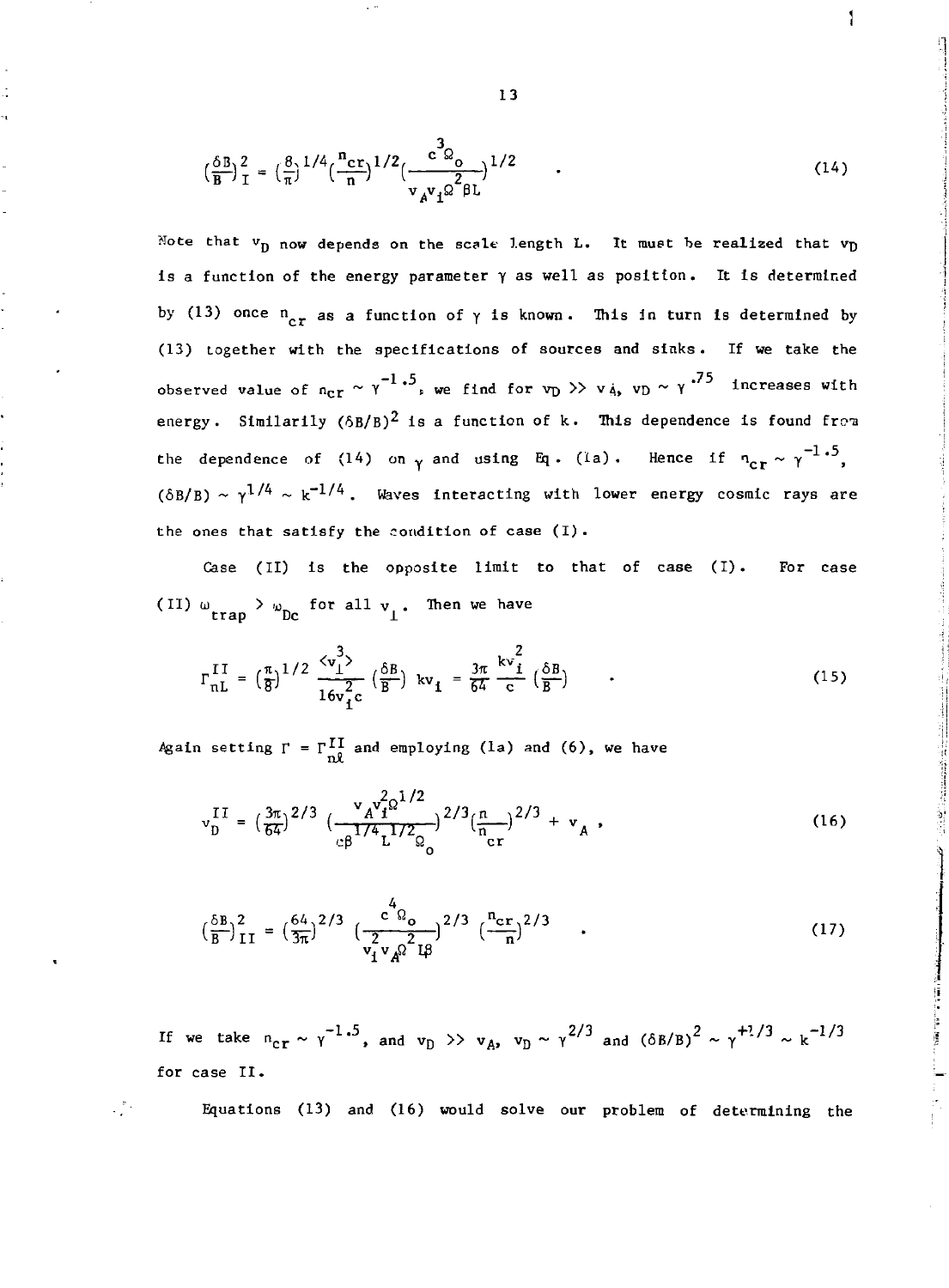$$\left(\frac{\delta B}{B}\right)^2_I = \left(\frac{8}{\pi}\right)^{1/4}\left(\frac{n_{cr}}{n}\right)^{1/2}\left(\frac{c^3\Omega_o}{v_A v_\perp \Omega^2 \beta L}\right)^{1/2} \qquad . \tag{14}$$

Note that $v_D$ now depends on the scale length L. It must be realized that $v_D$ is a function of the energy parameter $\gamma$ as well as position. It is determined by (13) once $n_{cr}$ as a function of $\gamma$ is known. This in turn is determined by (13) together with the specifications of sources and sinks. If we take the observed value of $n_{cr} \sim \gamma^{-1.5}$, we find for $v_D >> v_A$, $v_D \sim \gamma^{.75}$ increases with energy. Similarily $(\delta B/B)^2$ is a function of k. This dependence is found from the dependence of (14) on $\gamma$ and using Eq. (1a). Hence if $n_{cr} \sim \gamma^{-1.5}$, $(\delta B/B) \sim \gamma^{1/4} \sim k^{-1/4}$. Waves interacting with lower energy cosmic rays are the ones that satisfy the condition of case (I).

Case (II) is the opposite limit to that of case (I). For case (II) $\omega_{trap} > \omega_{Dc}$ for all $v_\perp$. Then we have

$$\Gamma^{II}_{nL} = \left(\frac{\pi}{8}\right)^{1/2} \frac{\langle v_\perp^3 \rangle}{16 v_\perp^2 c}\left(\frac{\delta B}{B}\right) k v_\perp = \frac{3\pi}{64}\frac{k v_\perp^2}{c}\left(\frac{\delta B}{B}\right) \qquad . \tag{15}$$

Again setting $\Gamma = \Gamma^{II}_{n\ell}$ and employing (1a) and (6), we have

$$v^{II}_D = \left(\frac{3\pi}{64}\right)^{2/3}\left(\frac{v_A v_\perp^2 \Omega^{1/2}}{c\beta^{1/4} L^{1/2}\Omega_o}\right)^{2/3}\left(\frac{n}{n_{cr}}\right)^{2/3} + v_A \, , \tag{16}$$

$$\left(\frac{\delta B}{B}\right)^2_{II} = \left(\frac{64}{3\pi}\right)^{2/3}\left(\frac{c^4\Omega_o}{v_\perp^2 v_A \Omega^2 L\beta}\right)^{2/3}\left(\frac{n_{cr}}{n}\right)^{2/3} \qquad . \tag{17}$$

If we take $n_{cr} \sim \gamma^{-1.5}$, and $v_D >> v_A$, $v_D \sim \gamma^{2/3}$ and $(\delta B/B)^2 \sim \gamma^{+1/3} \sim k^{-1/3}$ for case II.

Equations (13) and (16) would solve our problem of determining the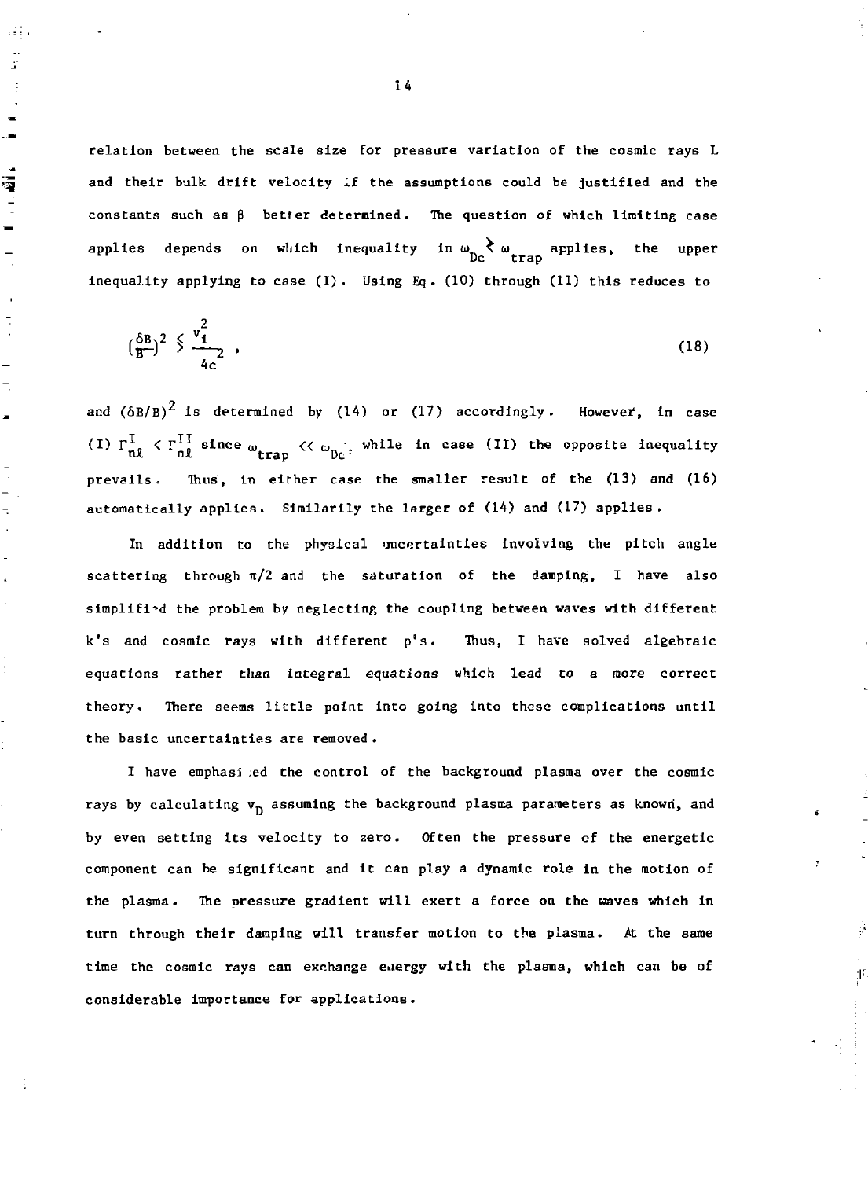relation between the scale size for pressure variation of the cosmic rays L and their bulk drift velocity if the assumptions could be justified and the constants such as $\beta$ better determined. The question of which limiting case applies depends on which inequality in $\omega_{Dc} \gtrless \omega_{trap}$ applies, the upper inequality applying to case (I). Using Eq. (10) through (11) this reduces to

$$\left(\frac{\delta B}{B}\right)^2 \lessgtr \frac{v_1^2}{4c^2} , \tag{18}$$

and $(\delta B/B)^2$ is determined by (14) or (17) accordingly. However, in case (I) $\Gamma^{I}_{n\ell} < \Gamma^{II}_{n\ell}$ since $\omega_{trap} << \omega_{Dc}$, while in case (II) the opposite inequality prevails. Thus, in either case the smaller result of the (13) and (16) automatically applies. Similarily the larger of (14) and (17) applies.

In addition to the physical uncertainties involving the pitch angle scattering through $\pi/2$ and the saturation of the damping, I have also simplified the problem by neglecting the coupling between waves with different k's and cosmic rays with different p's. Thus, I have solved algebraic equations rather than integral equations which lead to a more correct theory. There seems little point into going into these complications until the basic uncertainties are removed.

I have emphasized the control of the background plasma over the cosmic rays by calculating $v_D$ assuming the background plasma parameters as known, and by even setting its velocity to zero. Often the pressure of the energetic component can be significant and it can play a dynamic role in the motion of the plasma. The pressure gradient will exert a force on the waves which in turn through their damping will transfer motion to the plasma. At the same time the cosmic rays can exchange energy with the plasma, which can be of considerable importance for applications.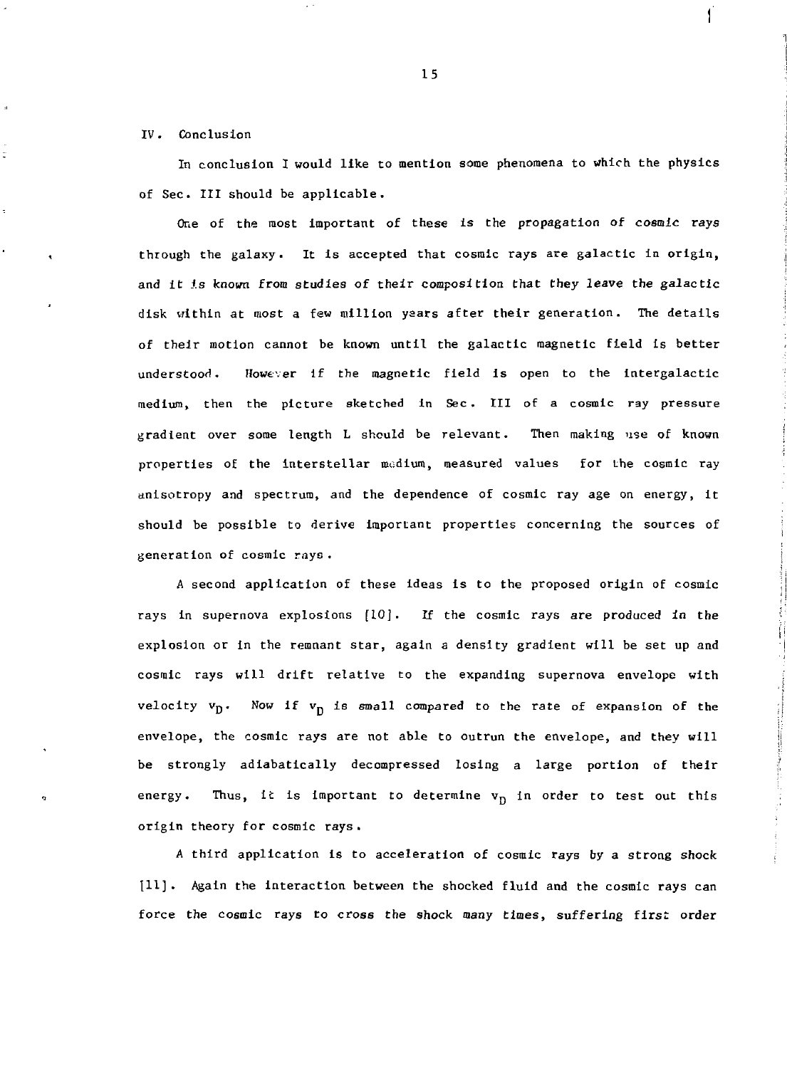## IV. Conclusion

In conclusion I would like to mention some phenomena to which the physics of Sec. III should be applicable.

One of the most important of these is the propagation of cosmic rays through the galaxy. It is accepted that cosmic rays are galactic in origin, and it is known from studies of their composition that they leave the galactic disk within at most a few million years after their generation. The details of their motion cannot be known until the galactic magnetic field is better understood. However if the magnetic field is open to the intergalactic medium, then the picture sketched in Sec. III of a cosmic ray pressure gradient over some length L should be relevant. Then making use of known properties of the interstellar medium, measured values for the cosmic ray anisotropy and spectrum, and the dependence of cosmic ray age on energy, it should be possible to derive important properties concerning the sources of generation of cosmic rays.

A second application of these ideas is to the proposed origin of cosmic rays in supernova explosions [10]. If the cosmic rays are produced in the explosion or in the remnant star, again a density gradient will be set up and cosmic rays will drift relative to the expanding supernova envelope with velocity $v_D$. Now if $v_D$ is small compared to the rate of expansion of the envelope, the cosmic rays are not able to outrun the envelope, and they will be strongly adiabatically decompressed losing a large portion of their energy. Thus, it is important to determine $v_D$ in order to test out this origin theory for cosmic rays.

A third application is to acceleration of cosmic rays by a strong shock [11]. Again the interaction between the shocked fluid and the cosmic rays can force the cosmic rays to cross the shock many times, suffering first order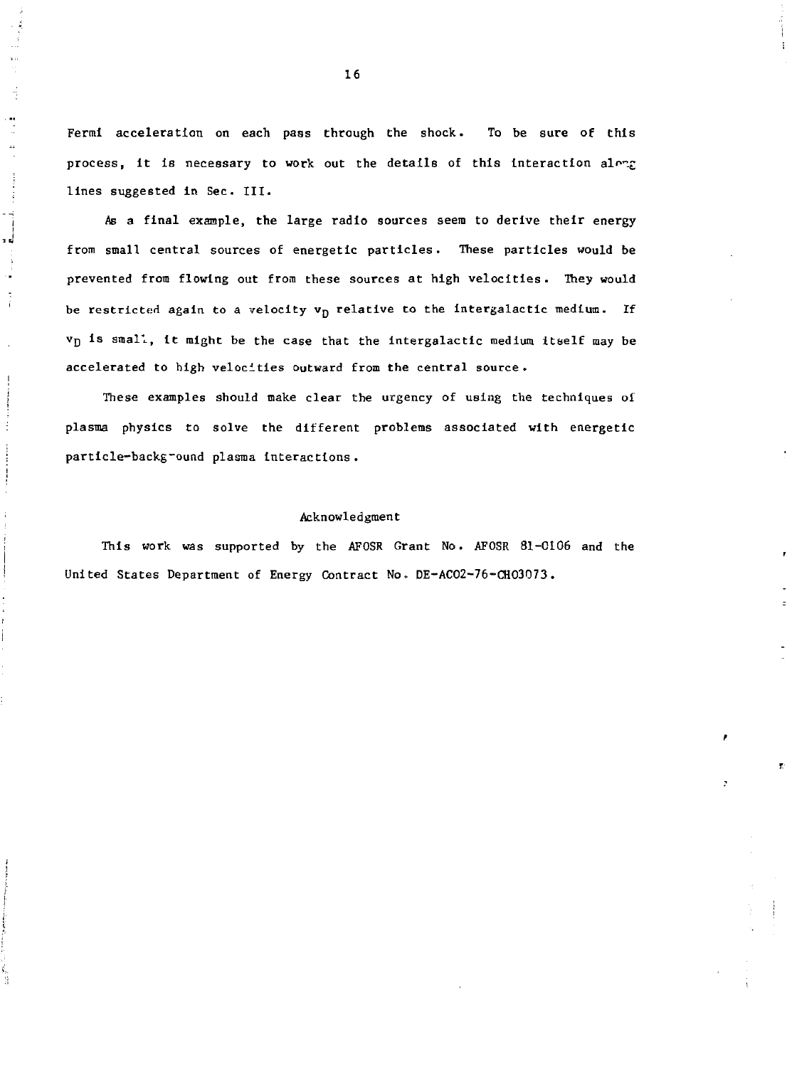Fermi acceleration on each pass through the shock. To be sure of this process, it is necessary to work out the details of this interaction along lines suggested in Sec. III.

As a final example, the large radio sources seem to derive their energy from small central sources of energetic particles. These particles would be prevented from flowing out from these sources at high velocities. They would be restricted again to a velocity $v_D$ relative to the intergalactic medium. If $v_D$ is small, it might be the case that the intergalactic medium itself may be accelerated to high velocities outward from the central source.

These examples should make clear the urgency of using the techniques of plasma physics to solve the different problems associated with energetic particle-background plasma interactions.

## Acknowledgment

This work was supported by the AFOSR Grant No. AFOSR 81-0106 and the United States Department of Energy Contract No. DE-AC02-76-CH03073.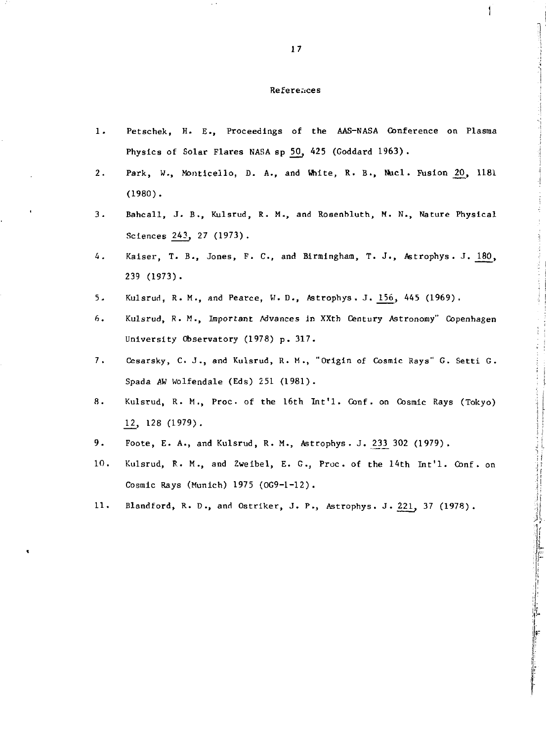## References

1. Petschek, H. E., Proceedings of the AAS-NASA Conference on Plasma Physics of Solar Flares NASA sp 50, 425 (Goddard 1963).
2. Park, W., Monticello, D. A., and White, R. B., Nucl. Fusion 20, 1181 (1980).
3. Bahcall, J. B., Kulsrud, R. M., and Rosenbluth, M. N., Nature Physical Sciences 243, 27 (1973).
4. Kaiser, T. B., Jones, F. C., and Birmingham, T. J., Astrophys. J. 180, 239 (1973).
5. Kulsrud, R. M., and Pearce, W. D., Astrophys. J. 156, 445 (1969).
6. Kulsrud, R. M., Important Advances in XXth Century Astronomy" Copenhagen University Observatory (1978) p. 317.
7. Cesarsky, C. J., and Kulsrud, R. M., "Origin of Cosmic Rays" G. Setti G. Spada AW Wolfendale (Eds) 251 (1981).
8. Kulsrud, R. M., Proc. of the 16th Int'l. Conf. on Cosmic Rays (Tokyo) 12, 128 (1979).
9. Foote, E. A., and Kulsrud, R. M., Astrophys. J. 233 302 (1979).
10. Kulsrud, R. M., and Zweibel, E. G., Proc. of the 14th Int'l. Conf. on Cosmic Rays (Munich) 1975 (OG9-1-12).
11. Blandford, R. D., and Ostriker, J. P., Astrophys. J. 221, 37 (1978).